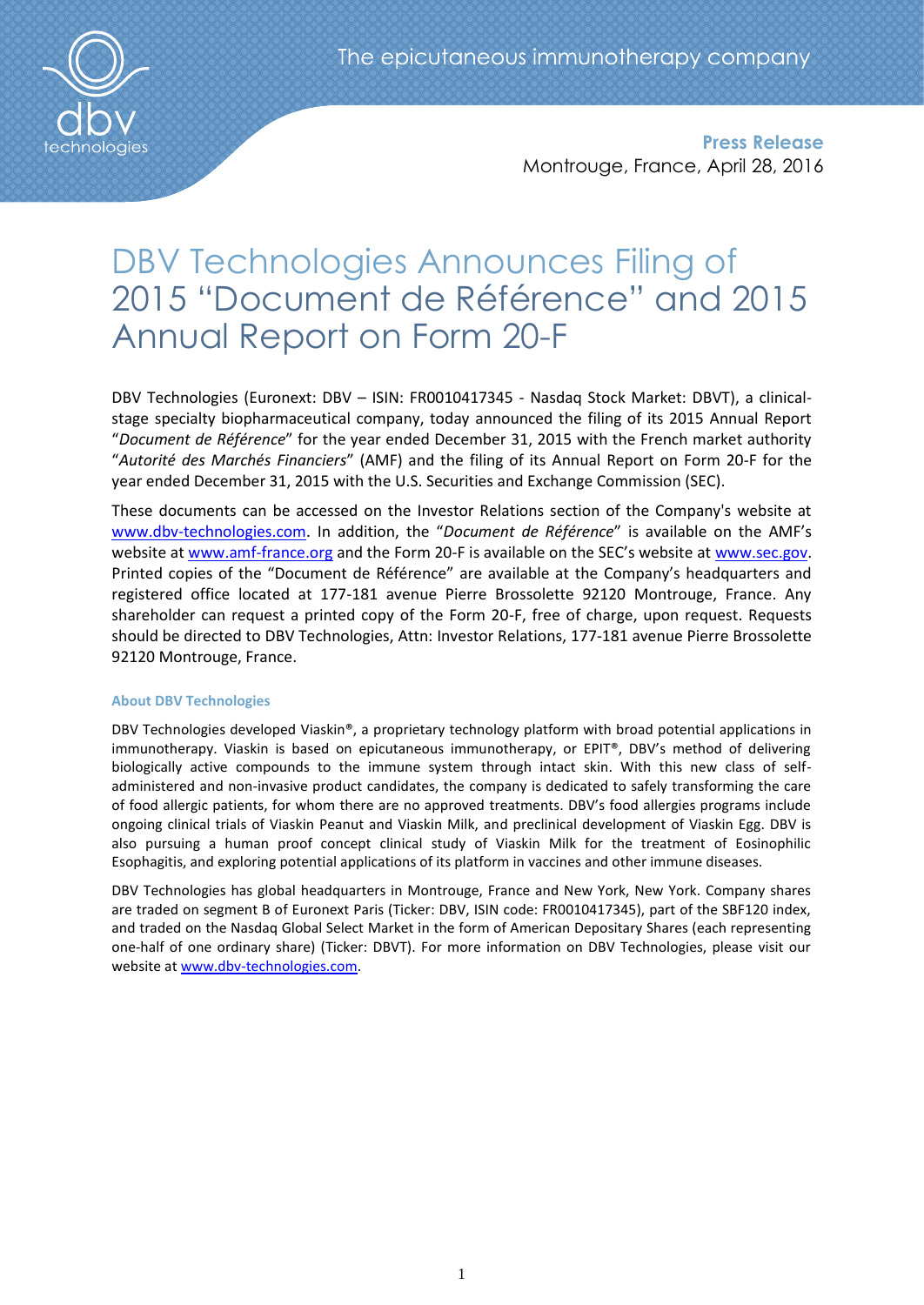The epicutaneous immunotherapy company

**Press Release**
Montrouge, France, April 28, 2016

# DBV Technologies Announces Filing of 2015 "Document de Référence" and 2015 Annual Report on Form 20-F

DBV Technologies (Euronext: DBV – ISIN: FR0010417345 - Nasdaq Stock Market: DBVT), a clinical-stage specialty biopharmaceutical company, today announced the filing of its 2015 Annual Report "*Document de Référence*" for the year ended December 31, 2015 with the French market authority "*Autorité des Marchés Financiers*" (AMF) and the filing of its Annual Report on Form 20-F for the year ended December 31, 2015 with the U.S. Securities and Exchange Commission (SEC).

These documents can be accessed on the Investor Relations section of the Company's website at www.dbv-technologies.com. In addition, the "*Document de Référence*" is available on the AMF's website at www.amf-france.org and the Form 20-F is available on the SEC's website at www.sec.gov. Printed copies of the "Document de Référence" are available at the Company's headquarters and registered office located at 177-181 avenue Pierre Brossolette 92120 Montrouge, France. Any shareholder can request a printed copy of the Form 20-F, free of charge, upon request. Requests should be directed to DBV Technologies, Attn: Investor Relations, 177-181 avenue Pierre Brossolette 92120 Montrouge, France.

### About DBV Technologies

DBV Technologies developed Viaskin®, a proprietary technology platform with broad potential applications in immunotherapy. Viaskin is based on epicutaneous immunotherapy, or EPIT®, DBV's method of delivering biologically active compounds to the immune system through intact skin. With this new class of self-administered and non-invasive product candidates, the company is dedicated to safely transforming the care of food allergic patients, for whom there are no approved treatments. DBV's food allergies programs include ongoing clinical trials of Viaskin Peanut and Viaskin Milk, and preclinical development of Viaskin Egg. DBV is also pursuing a human proof concept clinical study of Viaskin Milk for the treatment of Eosinophilic Esophagitis, and exploring potential applications of its platform in vaccines and other immune diseases.

DBV Technologies has global headquarters in Montrouge, France and New York, New York. Company shares are traded on segment B of Euronext Paris (Ticker: DBV, ISIN code: FR0010417345), part of the SBF120 index, and traded on the Nasdaq Global Select Market in the form of American Depositary Shares (each representing one-half of one ordinary share) (Ticker: DBVT). For more information on DBV Technologies, please visit our website at www.dbv-technologies.com.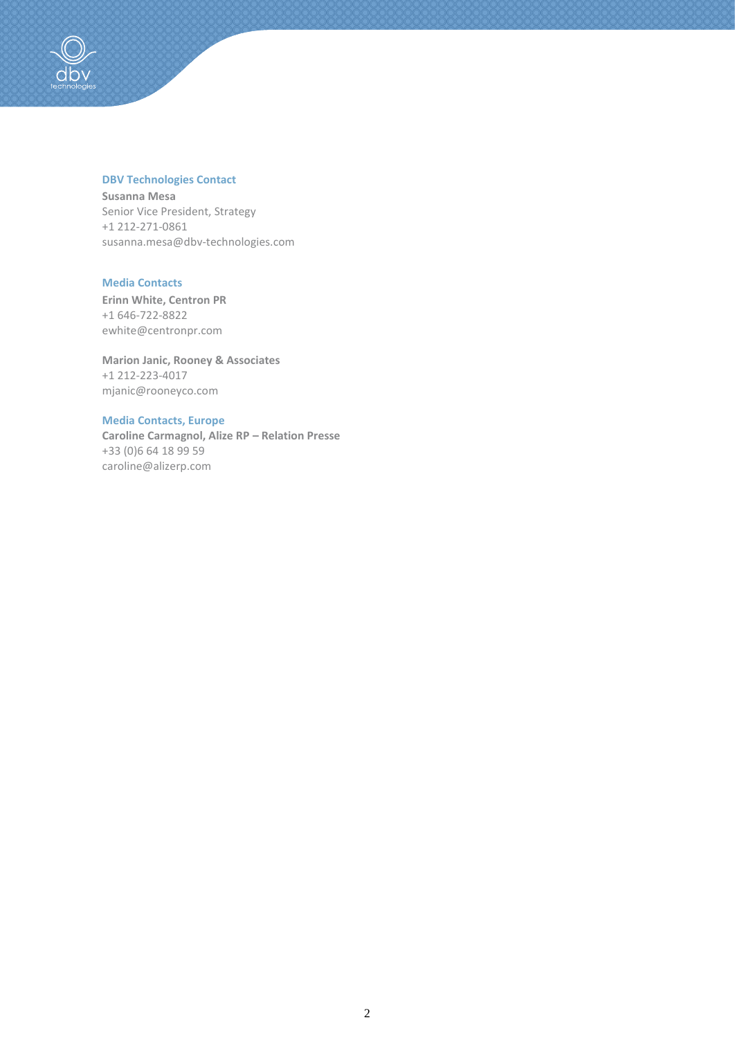### DBV Technologies Contact

**Susanna Mesa**
Senior Vice President, Strategy
+1 212-271-0861
susanna.mesa@dbv-technologies.com

### Media Contacts

**Erinn White, Centron PR**
+1 646-722-8822
ewhite@centronpr.com

**Marion Janic, Rooney & Associates**
+1 212-223-4017
mjanic@rooneyco.com

### Media Contacts, Europe

**Caroline Carmagnol, Alize RP – Relation Presse**
+33 (0)6 64 18 99 59
caroline@alizerp.com